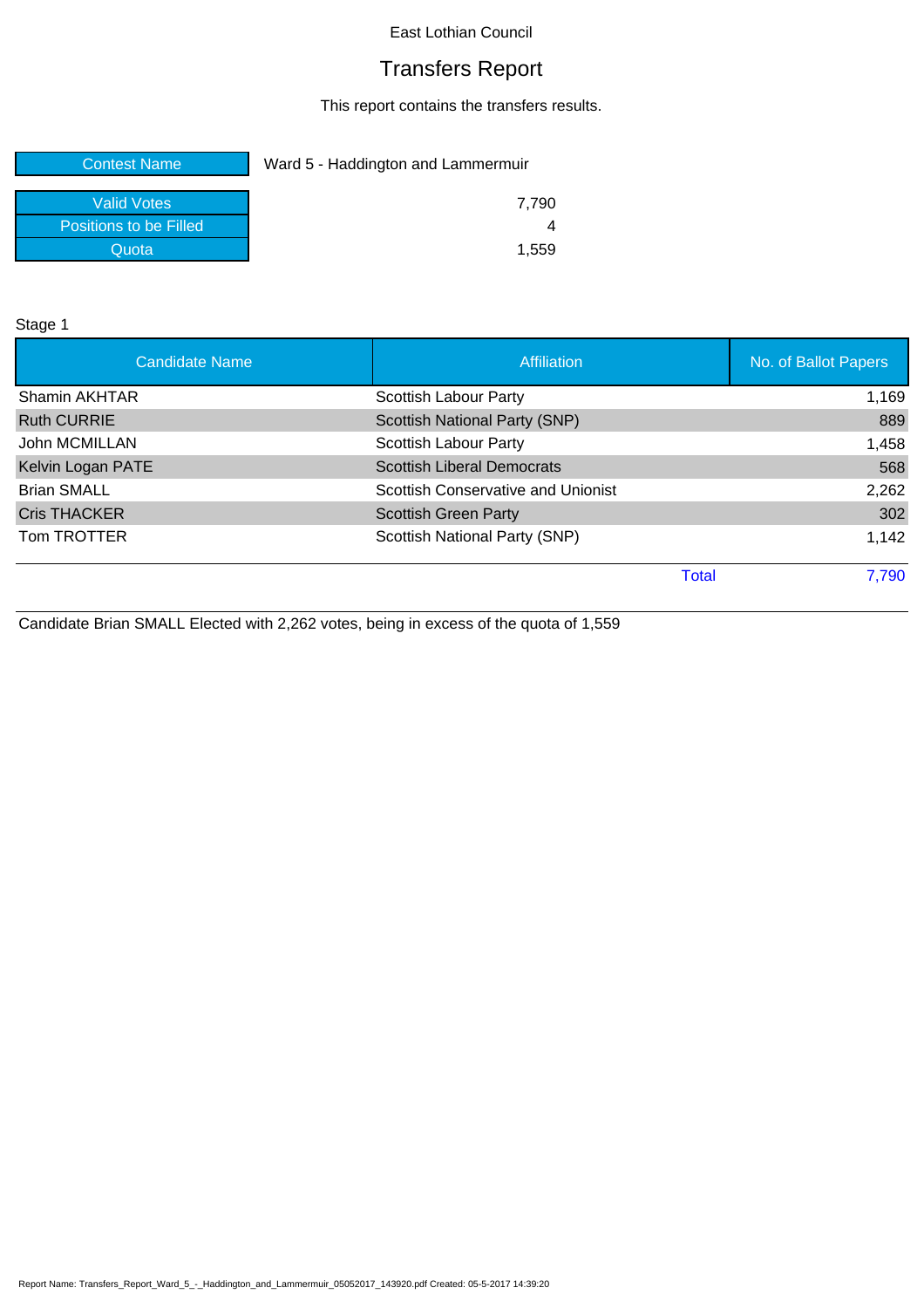East Lothian Council

# Transfers Report

This report contains the transfers results.

| | |
|---|---|
| Contest Name | Ward 5 - Haddington and Lammermuir |

| | |
|---|---|
| Valid Votes | 7,790 |
| Positions to be Filled | 4 |
| Quota | 1,559 |

Stage 1

| Candidate Name | Affiliation | No. of Ballot Papers |
|---|---|---|
| Shamin AKHTAR | Scottish Labour Party | 1,169 |
| Ruth CURRIE | Scottish National Party (SNP) | 889 |
| John MCMILLAN | Scottish Labour Party | 1,458 |
| Kelvin Logan PATE | Scottish Liberal Democrats | 568 |
| Brian SMALL | Scottish Conservative and Unionist | 2,262 |
| Cris THACKER | Scottish Green Party | 302 |
| Tom TROTTER | Scottish National Party (SNP) | 1,142 |
| | Total | 7,790 |

Candidate Brian SMALL Elected with 2,262 votes, being in excess of the quota of 1,559

Report Name: Transfers_Report_Ward_5_-_Haddington_and_Lammermuir_05052017_143920.pdf Created: 05-5-2017 14:39:20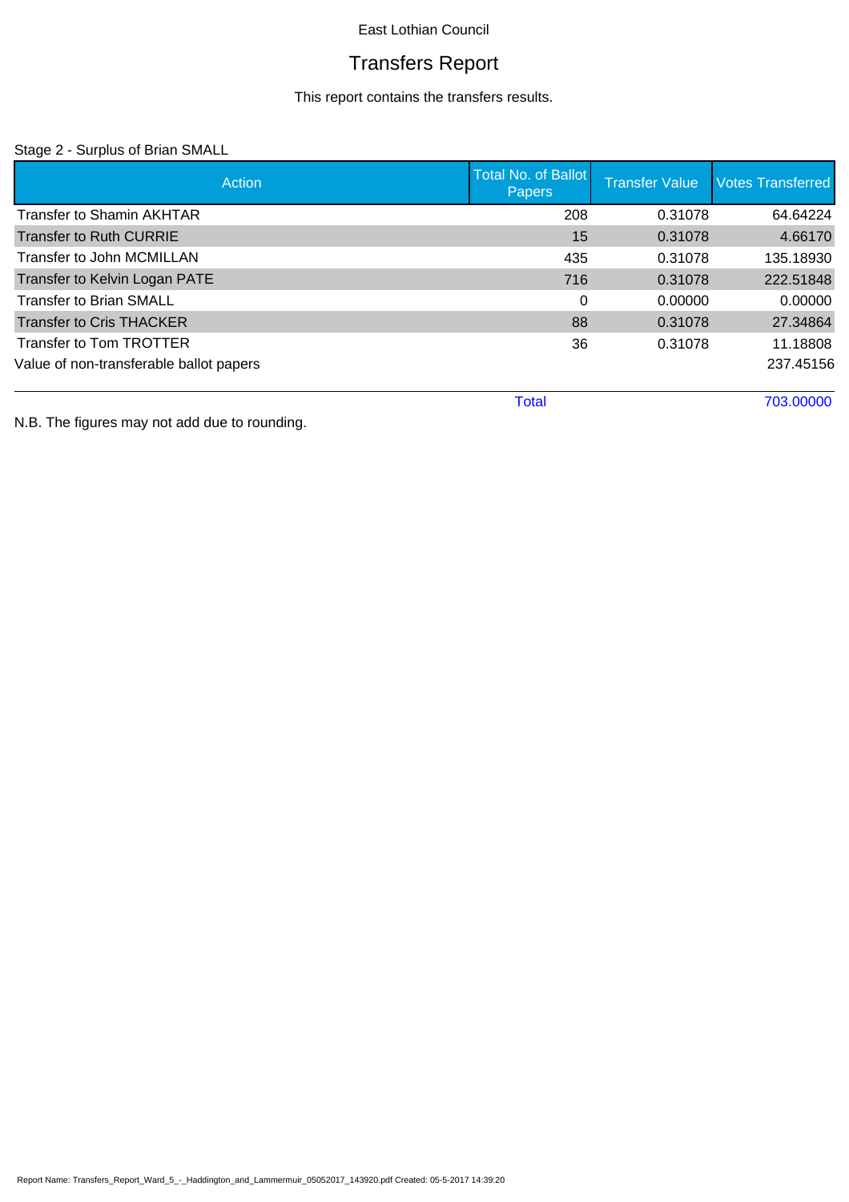East Lothian Council

# Transfers Report

This report contains the transfers results.

Stage 2 - Surplus of Brian SMALL

| Action | Total No. of Ballot Papers | Transfer Value | Votes Transferred |
|---|---|---|---|
| Transfer to Shamin AKHTAR | 208 | 0.31078 | 64.64224 |
| Transfer to Ruth CURRIE | 15 | 0.31078 | 4.66170 |
| Transfer to John MCMILLAN | 435 | 0.31078 | 135.18930 |
| Transfer to Kelvin Logan PATE | 716 | 0.31078 | 222.51848 |
| Transfer to Brian SMALL | 0 | 0.00000 | 0.00000 |
| Transfer to Cris THACKER | 88 | 0.31078 | 27.34864 |
| Transfer to Tom TROTTER | 36 | 0.31078 | 11.18808 |
| Value of non-transferable ballot papers | | | 237.45156 |
| | Total | | 703.00000 |

N.B. The figures may not add due to rounding.

Report Name: Transfers_Report_Ward_5_-_Haddington_and_Lammermuir_05052017_143920.pdf Created: 05-5-2017 14:39:20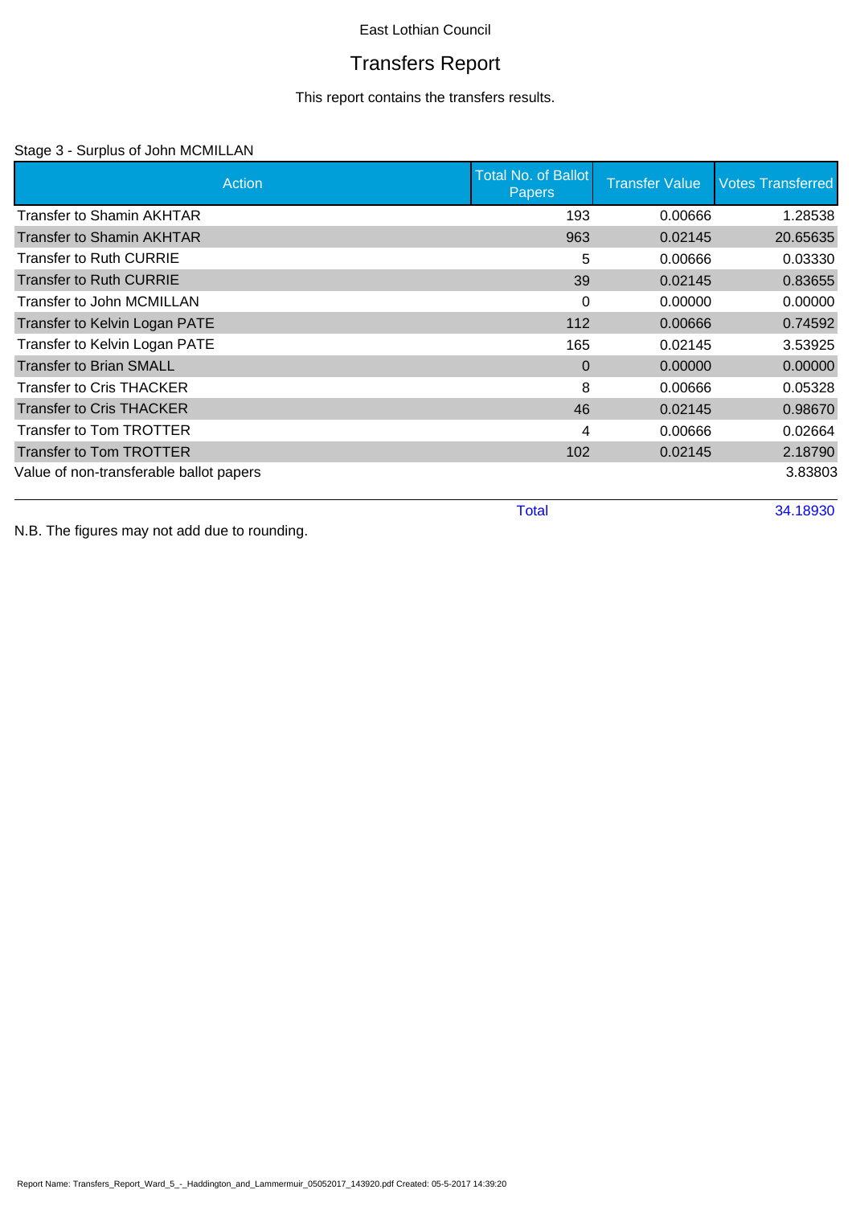East Lothian Council

# Transfers Report

This report contains the transfers results.

Stage 3 - Surplus of John MCMILLAN

| Action | Total No. of Ballot Papers | Transfer Value | Votes Transferred |
|---|---|---|---|
| Transfer to Shamin AKHTAR | 193 | 0.00666 | 1.28538 |
| Transfer to Shamin AKHTAR | 963 | 0.02145 | 20.65635 |
| Transfer to Ruth CURRIE | 5 | 0.00666 | 0.03330 |
| Transfer to Ruth CURRIE | 39 | 0.02145 | 0.83655 |
| Transfer to John MCMILLAN | 0 | 0.00000 | 0.00000 |
| Transfer to Kelvin Logan PATE | 112 | 0.00666 | 0.74592 |
| Transfer to Kelvin Logan PATE | 165 | 0.02145 | 3.53925 |
| Transfer to Brian SMALL | 0 | 0.00000 | 0.00000 |
| Transfer to Cris THACKER | 8 | 0.00666 | 0.05328 |
| Transfer to Cris THACKER | 46 | 0.02145 | 0.98670 |
| Transfer to Tom TROTTER | 4 | 0.00666 | 0.02664 |
| Transfer to Tom TROTTER | 102 | 0.02145 | 2.18790 |
| Value of non-transferable ballot papers | | | 3.83803 |
| | Total | | 34.18930 |

N.B. The figures may not add due to rounding.

Report Name: Transfers_Report_Ward_5_-_Haddington_and_Lammermuir_05052017_143920.pdf Created: 05-5-2017 14:39:20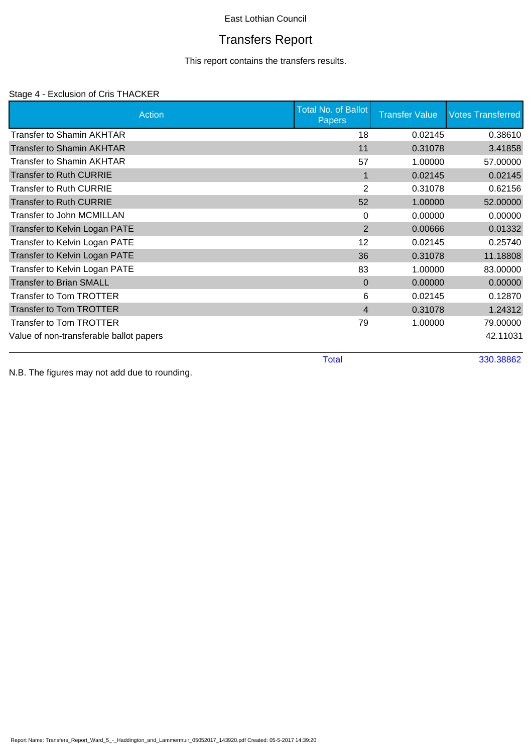East Lothian Council

# Transfers Report

This report contains the transfers results.

Stage 4 - Exclusion of Cris THACKER

| Action | Total No. of Ballot Papers | Transfer Value | Votes Transferred |
|---|---|---|---|
| Transfer to Shamin AKHTAR | 18 | 0.02145 | 0.38610 |
| Transfer to Shamin AKHTAR | 11 | 0.31078 | 3.41858 |
| Transfer to Shamin AKHTAR | 57 | 1.00000 | 57.00000 |
| Transfer to Ruth CURRIE | 1 | 0.02145 | 0.02145 |
| Transfer to Ruth CURRIE | 2 | 0.31078 | 0.62156 |
| Transfer to Ruth CURRIE | 52 | 1.00000 | 52.00000 |
| Transfer to John MCMILLAN | 0 | 0.00000 | 0.00000 |
| Transfer to Kelvin Logan PATE | 2 | 0.00666 | 0.01332 |
| Transfer to Kelvin Logan PATE | 12 | 0.02145 | 0.25740 |
| Transfer to Kelvin Logan PATE | 36 | 0.31078 | 11.18808 |
| Transfer to Kelvin Logan PATE | 83 | 1.00000 | 83.00000 |
| Transfer to Brian SMALL | 0 | 0.00000 | 0.00000 |
| Transfer to Tom TROTTER | 6 | 0.02145 | 0.12870 |
| Transfer to Tom TROTTER | 4 | 0.31078 | 1.24312 |
| Transfer to Tom TROTTER | 79 | 1.00000 | 79.00000 |
| Value of non-transferable ballot papers | | | 42.11031 |
| | Total | | 330.38862 |

N.B. The figures may not add due to rounding.

Report Name: Transfers_Report_Ward_5_-_Haddington_and_Lammermuir_05052017_143920.pdf Created: 05-5-2017 14:39:20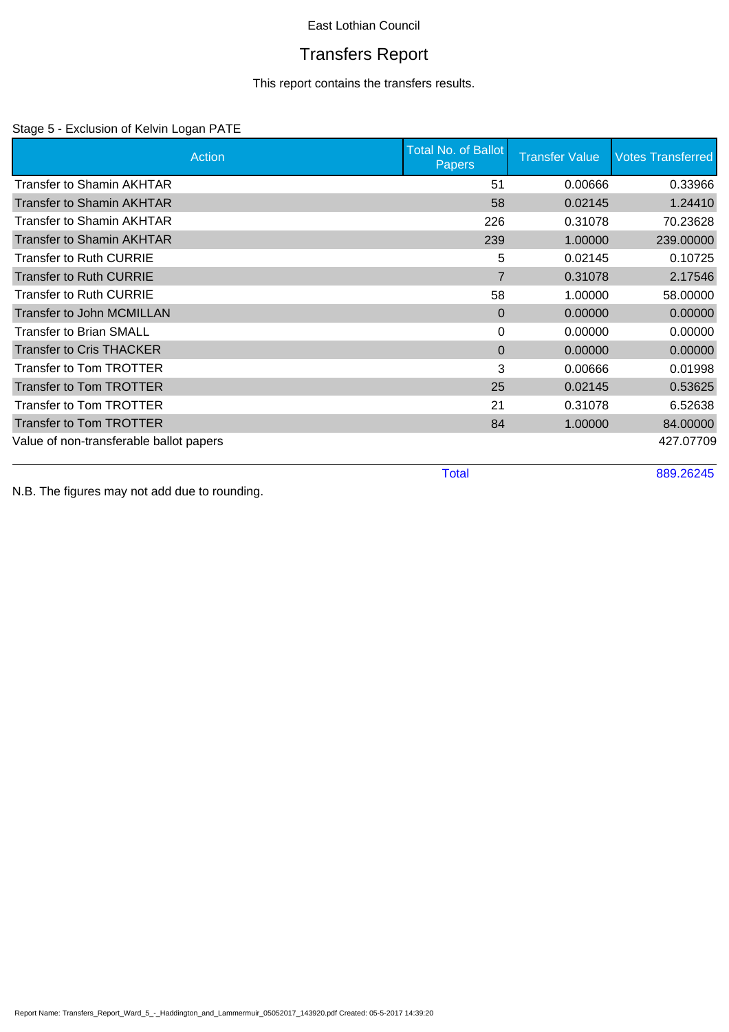East Lothian Council

# Transfers Report

This report contains the transfers results.

## Stage 5 - Exclusion of Kelvin Logan PATE

| Action | Total No. of Ballot Papers | Transfer Value | Votes Transferred |
|---|---|---|---|
| Transfer to Shamin AKHTAR | 51 | 0.00666 | 0.33966 |
| Transfer to Shamin AKHTAR | 58 | 0.02145 | 1.24410 |
| Transfer to Shamin AKHTAR | 226 | 0.31078 | 70.23628 |
| Transfer to Shamin AKHTAR | 239 | 1.00000 | 239.00000 |
| Transfer to Ruth CURRIE | 5 | 0.02145 | 0.10725 |
| Transfer to Ruth CURRIE | 7 | 0.31078 | 2.17546 |
| Transfer to Ruth CURRIE | 58 | 1.00000 | 58.00000 |
| Transfer to John MCMILLAN | 0 | 0.00000 | 0.00000 |
| Transfer to Brian SMALL | 0 | 0.00000 | 0.00000 |
| Transfer to Cris THACKER | 0 | 0.00000 | 0.00000 |
| Transfer to Tom TROTTER | 3 | 0.00666 | 0.01998 |
| Transfer to Tom TROTTER | 25 | 0.02145 | 0.53625 |
| Transfer to Tom TROTTER | 21 | 0.31078 | 6.52638 |
| Transfer to Tom TROTTER | 84 | 1.00000 | 84.00000 |
| Value of non-transferable ballot papers | | | 427.07709 |
| | Total | | 889.26245 |

N.B. The figures may not add due to rounding.

Report Name: Transfers_Report_Ward_5_-_Haddington_and_Lammermuir_05052017_143920.pdf Created: 05-5-2017 14:39:20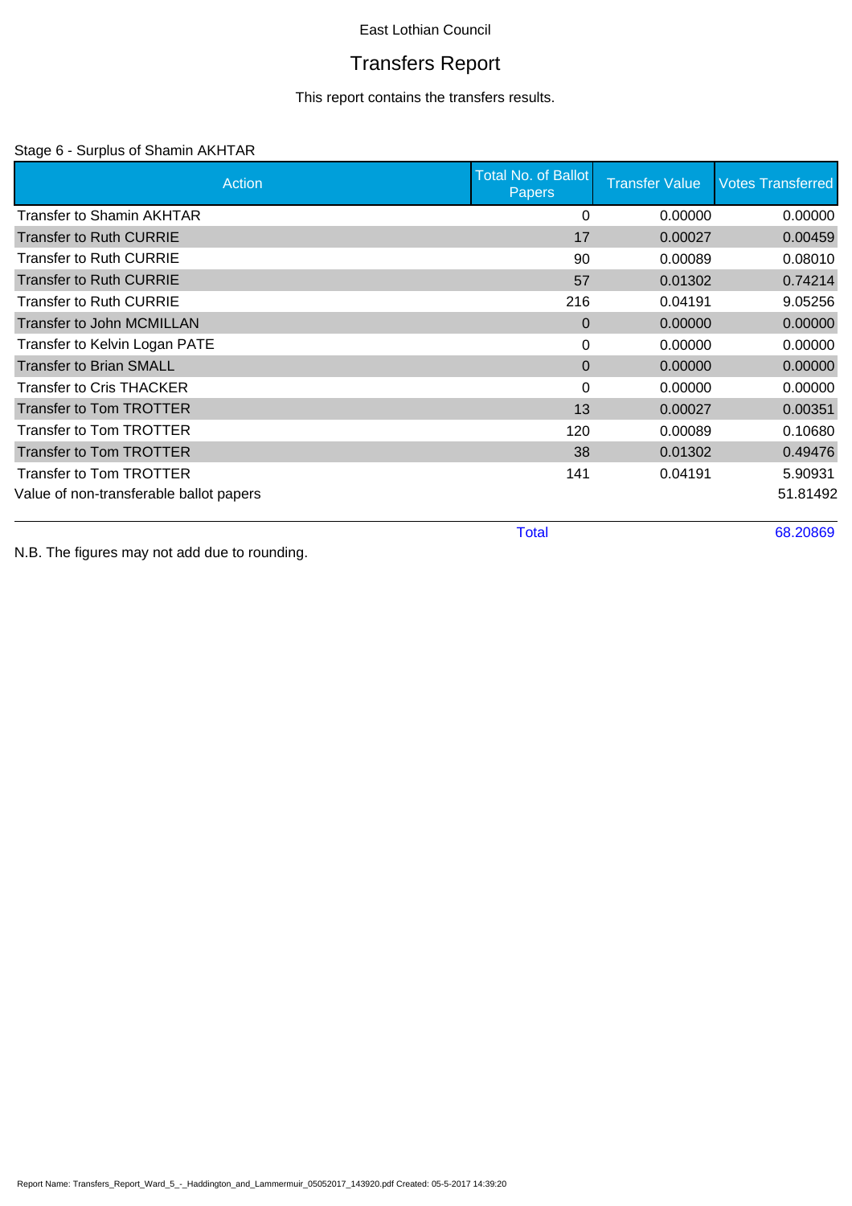East Lothian Council

# Transfers Report

This report contains the transfers results.

## Stage 6 - Surplus of Shamin AKHTAR

| Action | Total No. of Ballot Papers | Transfer Value | Votes Transferred |
|---|---|---|---|
| Transfer to Shamin AKHTAR | 0 | 0.00000 | 0.00000 |
| Transfer to Ruth CURRIE | 17 | 0.00027 | 0.00459 |
| Transfer to Ruth CURRIE | 90 | 0.00089 | 0.08010 |
| Transfer to Ruth CURRIE | 57 | 0.01302 | 0.74214 |
| Transfer to Ruth CURRIE | 216 | 0.04191 | 9.05256 |
| Transfer to John MCMILLAN | 0 | 0.00000 | 0.00000 |
| Transfer to Kelvin Logan PATE | 0 | 0.00000 | 0.00000 |
| Transfer to Brian SMALL | 0 | 0.00000 | 0.00000 |
| Transfer to Cris THACKER | 0 | 0.00000 | 0.00000 |
| Transfer to Tom TROTTER | 13 | 0.00027 | 0.00351 |
| Transfer to Tom TROTTER | 120 | 0.00089 | 0.10680 |
| Transfer to Tom TROTTER | 38 | 0.01302 | 0.49476 |
| Transfer to Tom TROTTER | 141 | 0.04191 | 5.90931 |
| Value of non-transferable ballot papers | | | 51.81492 |
| | Total | | 68.20869 |

N.B. The figures may not add due to rounding.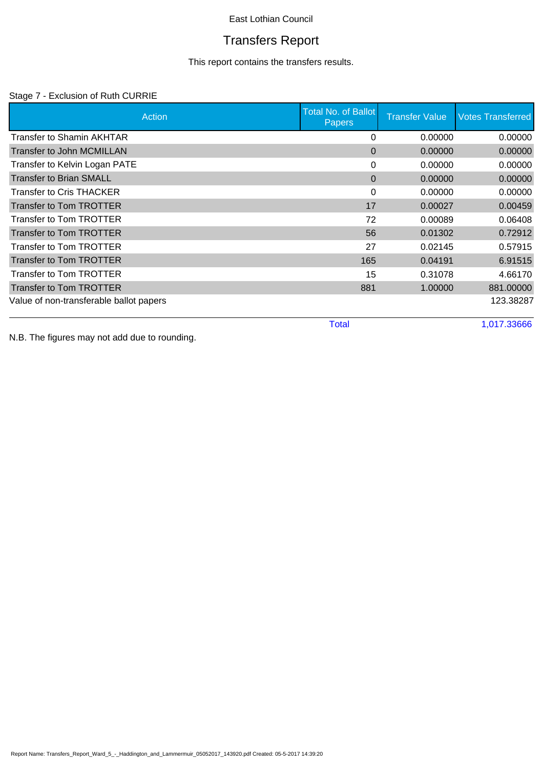East Lothian Council

# Transfers Report

This report contains the transfers results.

Stage 7 - Exclusion of Ruth CURRIE

| Action | Total No. of Ballot Papers | Transfer Value | Votes Transferred |
|---|---|---|---|
| Transfer to Shamin AKHTAR | 0 | 0.00000 | 0.00000 |
| Transfer to John MCMILLAN | 0 | 0.00000 | 0.00000 |
| Transfer to Kelvin Logan PATE | 0 | 0.00000 | 0.00000 |
| Transfer to Brian SMALL | 0 | 0.00000 | 0.00000 |
| Transfer to Cris THACKER | 0 | 0.00000 | 0.00000 |
| Transfer to Tom TROTTER | 17 | 0.00027 | 0.00459 |
| Transfer to Tom TROTTER | 72 | 0.00089 | 0.06408 |
| Transfer to Tom TROTTER | 56 | 0.01302 | 0.72912 |
| Transfer to Tom TROTTER | 27 | 0.02145 | 0.57915 |
| Transfer to Tom TROTTER | 165 | 0.04191 | 6.91515 |
| Transfer to Tom TROTTER | 15 | 0.31078 | 4.66170 |
| Transfer to Tom TROTTER | 881 | 1.00000 | 881.00000 |
| Value of non-transferable ballot papers | | | 123.38287 |
| | Total | | 1,017.33666 |

N.B. The figures may not add due to rounding.

Report Name: Transfers_Report_Ward_5_-_Haddington_and_Lammermuir_05052017_143920.pdf Created: 05-5-2017 14:39:20